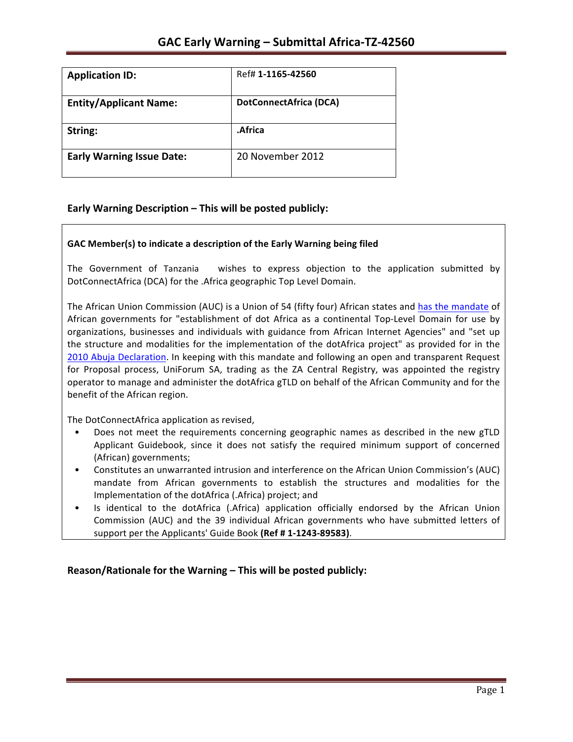# GAC Early Warning – Submittal Africa-TZ-42560

| Application ID: | Ref# **1-1165-42560** |
|---|---|
| **Entity/Applicant Name:** | **DotConnectAfrica (DCA)** |
| **String:** | **.Africa** |
| **Early Warning Issue Date:** | 20 November 2012 |

## Early Warning Description – This will be posted publicly:

**GAC Member(s) to indicate a description of the Early Warning being filed**

The Government of Tanzania wishes to express objection to the application submitted by DotConnectAfrica (DCA) for the .Africa geographic Top Level Domain.

The African Union Commission (AUC) is a Union of 54 (fifty four) African states and has the mandate of African governments for "establishment of dot Africa as a continental Top-Level Domain for use by organizations, businesses and individuals with guidance from African Internet Agencies" and "set up the structure and modalities for the implementation of the dotAfrica project" as provided for in the 2010 Abuja Declaration. In keeping with this mandate and following an open and transparent Request for Proposal process, UniForum SA, trading as the ZA Central Registry, was appointed the registry operator to manage and administer the dotAfrica gTLD on behalf of the African Community and for the benefit of the African region.

The DotConnectAfrica application as revised,

- Does not meet the requirements concerning geographic names as described in the new gTLD Applicant Guidebook, since it does not satisfy the required minimum support of concerned (African) governments;
- Constitutes an unwarranted intrusion and interference on the African Union Commission's (AUC) mandate from African governments to establish the structures and modalities for the Implementation of the dotAfrica (.Africa) project; and
- Is identical to the dotAfrica (.Africa) application officially endorsed by the African Union Commission (AUC) and the 39 individual African governments who have submitted letters of support per the Applicants' Guide Book **(Ref # 1-1243-89583)**.

## Reason/Rationale for the Warning – This will be posted publicly: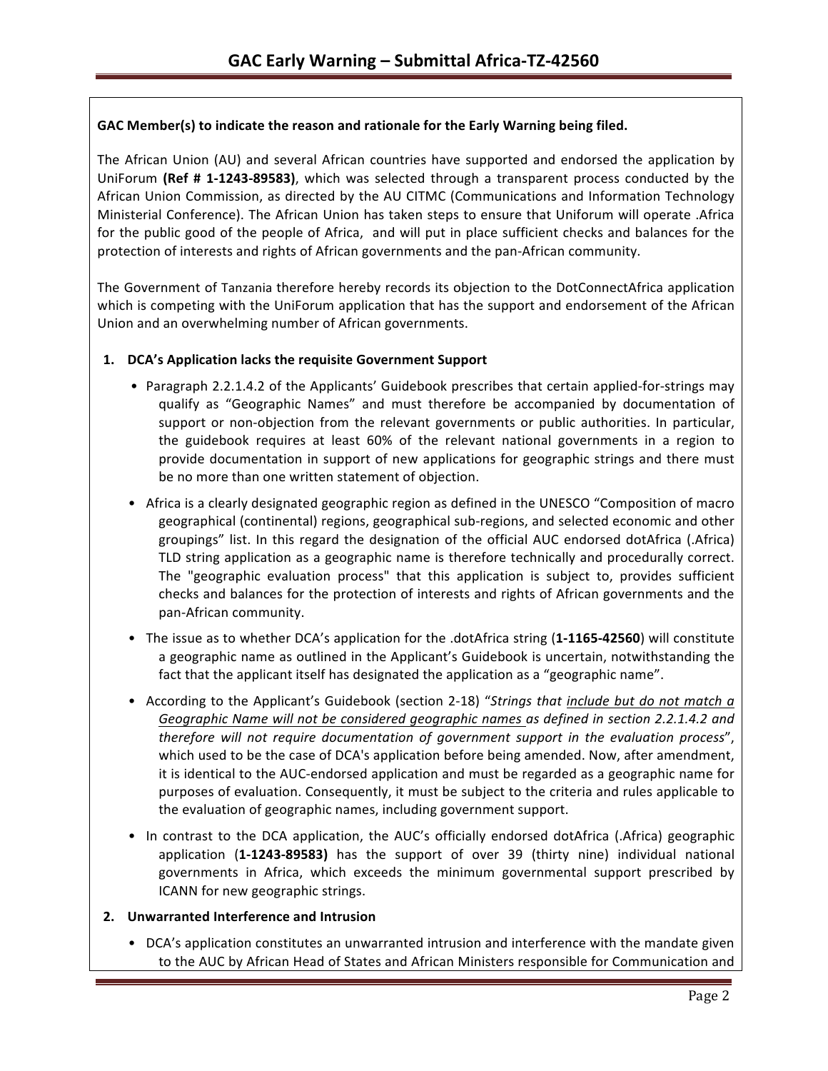**GAC Member(s) to indicate the reason and rationale for the Early Warning being filed.**

The African Union (AU) and several African countries have supported and endorsed the application by UniForum **(Ref # 1-1243-89583)**, which was selected through a transparent process conducted by the African Union Commission, as directed by the AU CITMC (Communications and Information Technology Ministerial Conference). The African Union has taken steps to ensure that Uniforum will operate .Africa for the public good of the people of Africa, and will put in place sufficient checks and balances for the protection of interests and rights of African governments and the pan-African community.

The Government of Tanzania therefore hereby records its objection to the DotConnectAfrica application which is competing with the UniForum application that has the support and endorsement of the African Union and an overwhelming number of African governments.

1. **DCA's Application lacks the requisite Government Support**

   - Paragraph 2.2.1.4.2 of the Applicants' Guidebook prescribes that certain applied-for-strings may qualify as "Geographic Names" and must therefore be accompanied by documentation of support or non-objection from the relevant governments or public authorities. In particular, the guidebook requires at least 60% of the relevant national governments in a region to provide documentation in support of new applications for geographic strings and there must be no more than one written statement of objection.
   - Africa is a clearly designated geographic region as defined in the UNESCO "Composition of macro geographical (continental) regions, geographical sub-regions, and selected economic and other groupings" list. In this regard the designation of the official AUC endorsed dotAfrica (.Africa) TLD string application as a geographic name is therefore technically and procedurally correct. The "geographic evaluation process" that this application is subject to, provides sufficient checks and balances for the protection of interests and rights of African governments and the pan-African community.
   - The issue as to whether DCA's application for the .dotAfrica string (**1-1165-42560**) will constitute a geographic name as outlined in the Applicant's Guidebook is uncertain, notwithstanding the fact that the applicant itself has designated the application as a "geographic name".
   - According to the Applicant's Guidebook (section 2-18) "*Strings that include but do not match a Geographic Name will not be considered geographic names as defined in section 2.2.1.4.2 and therefore will not require documentation of government support in the evaluation process*", which used to be the case of DCA's application before being amended. Now, after amendment, it is identical to the AUC-endorsed application and must be regarded as a geographic name for purposes of evaluation. Consequently, it must be subject to the criteria and rules applicable to the evaluation of geographic names, including government support.
   - In contrast to the DCA application, the AUC's officially endorsed dotAfrica (.Africa) geographic application (**1-1243-89583)** has the support of over 39 (thirty nine) individual national governments in Africa, which exceeds the minimum governmental support prescribed by ICANN for new geographic strings.

2. **Unwarranted Interference and Intrusion**

   - DCA's application constitutes an unwarranted intrusion and interference with the mandate given to the AUC by African Head of States and African Ministers responsible for Communication and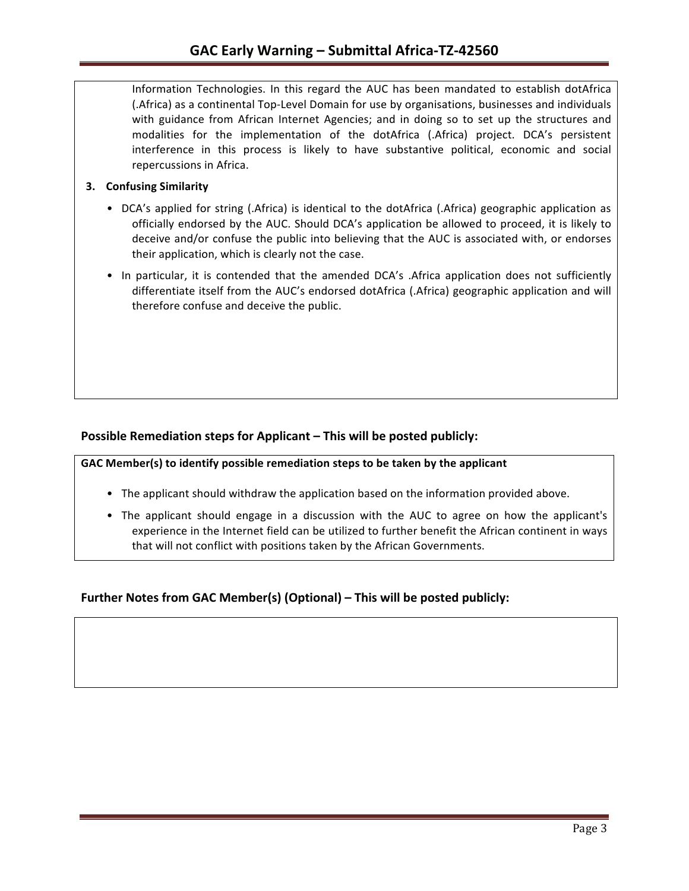Information Technologies. In this regard the AUC has been mandated to establish dotAfrica (.Africa) as a continental Top-Level Domain for use by organisations, businesses and individuals with guidance from African Internet Agencies; and in doing so to set up the structures and modalities for the implementation of the dotAfrica (.Africa) project. DCA's persistent interference in this process is likely to have substantive political, economic and social repercussions in Africa.

**3. Confusing Similarity**

- DCA's applied for string (.Africa) is identical to the dotAfrica (.Africa) geographic application as officially endorsed by the AUC. Should DCA's application be allowed to proceed, it is likely to deceive and/or confuse the public into believing that the AUC is associated with, or endorses their application, which is clearly not the case.
- In particular, it is contended that the amended DCA's .Africa application does not sufficiently differentiate itself from the AUC's endorsed dotAfrica (.Africa) geographic application and will therefore confuse and deceive the public.

## Possible Remediation steps for Applicant – This will be posted publicly:

**GAC Member(s) to identify possible remediation steps to be taken by the applicant**

- The applicant should withdraw the application based on the information provided above.
- The applicant should engage in a discussion with the AUC to agree on how the applicant's experience in the Internet field can be utilized to further benefit the African continent in ways that will not conflict with positions taken by the African Governments.

## Further Notes from GAC Member(s) (Optional) – This will be posted publicly: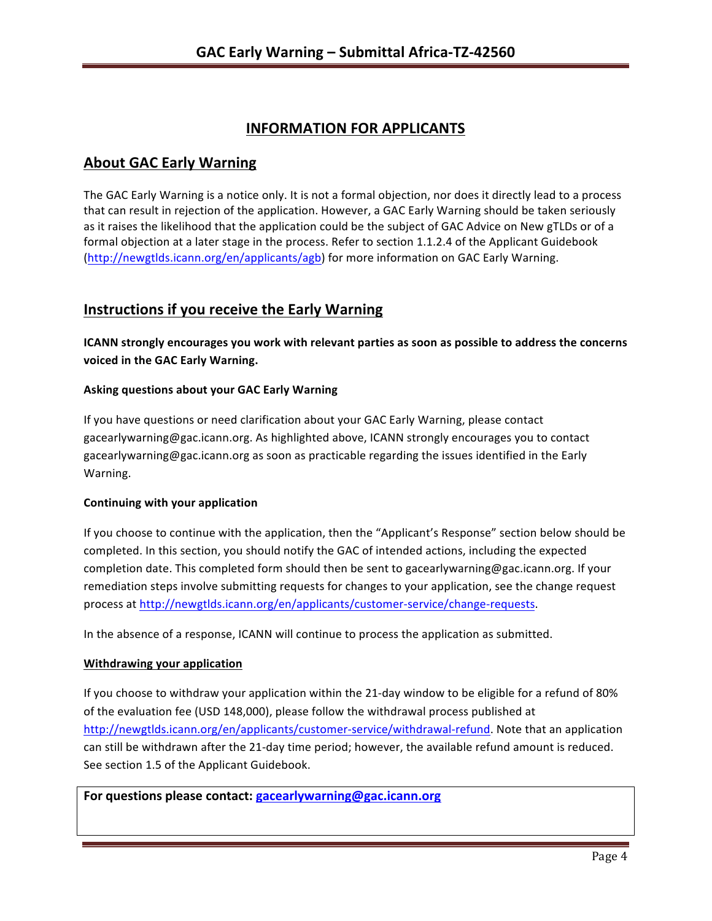# INFORMATION FOR APPLICANTS

## About GAC Early Warning

The GAC Early Warning is a notice only. It is not a formal objection, nor does it directly lead to a process that can result in rejection of the application. However, a GAC Early Warning should be taken seriously as it raises the likelihood that the application could be the subject of GAC Advice on New gTLDs or of a formal objection at a later stage in the process. Refer to section 1.1.2.4 of the Applicant Guidebook (http://newgtlds.icann.org/en/applicants/agb) for more information on GAC Early Warning.

## Instructions if you receive the Early Warning

**ICANN strongly encourages you work with relevant parties as soon as possible to address the concerns voiced in the GAC Early Warning.**

### Asking questions about your GAC Early Warning

If you have questions or need clarification about your GAC Early Warning, please contact gacearlywarning@gac.icann.org. As highlighted above, ICANN strongly encourages you to contact gacearlywarning@gac.icann.org as soon as practicable regarding the issues identified in the Early Warning.

### Continuing with your application

If you choose to continue with the application, then the "Applicant's Response" section below should be completed. In this section, you should notify the GAC of intended actions, including the expected completion date. This completed form should then be sent to gacearlywarning@gac.icann.org. If your remediation steps involve submitting requests for changes to your application, see the change request process at http://newgtlds.icann.org/en/applicants/customer-service/change-requests.

In the absence of a response, ICANN will continue to process the application as submitted.

### Withdrawing your application

If you choose to withdraw your application within the 21-day window to be eligible for a refund of 80% of the evaluation fee (USD 148,000), please follow the withdrawal process published at http://newgtlds.icann.org/en/applicants/customer-service/withdrawal-refund. Note that an application can still be withdrawn after the 21-day time period; however, the available refund amount is reduced. See section 1.5 of the Applicant Guidebook.

**For questions please contact: gacearlywarning@gac.icann.org**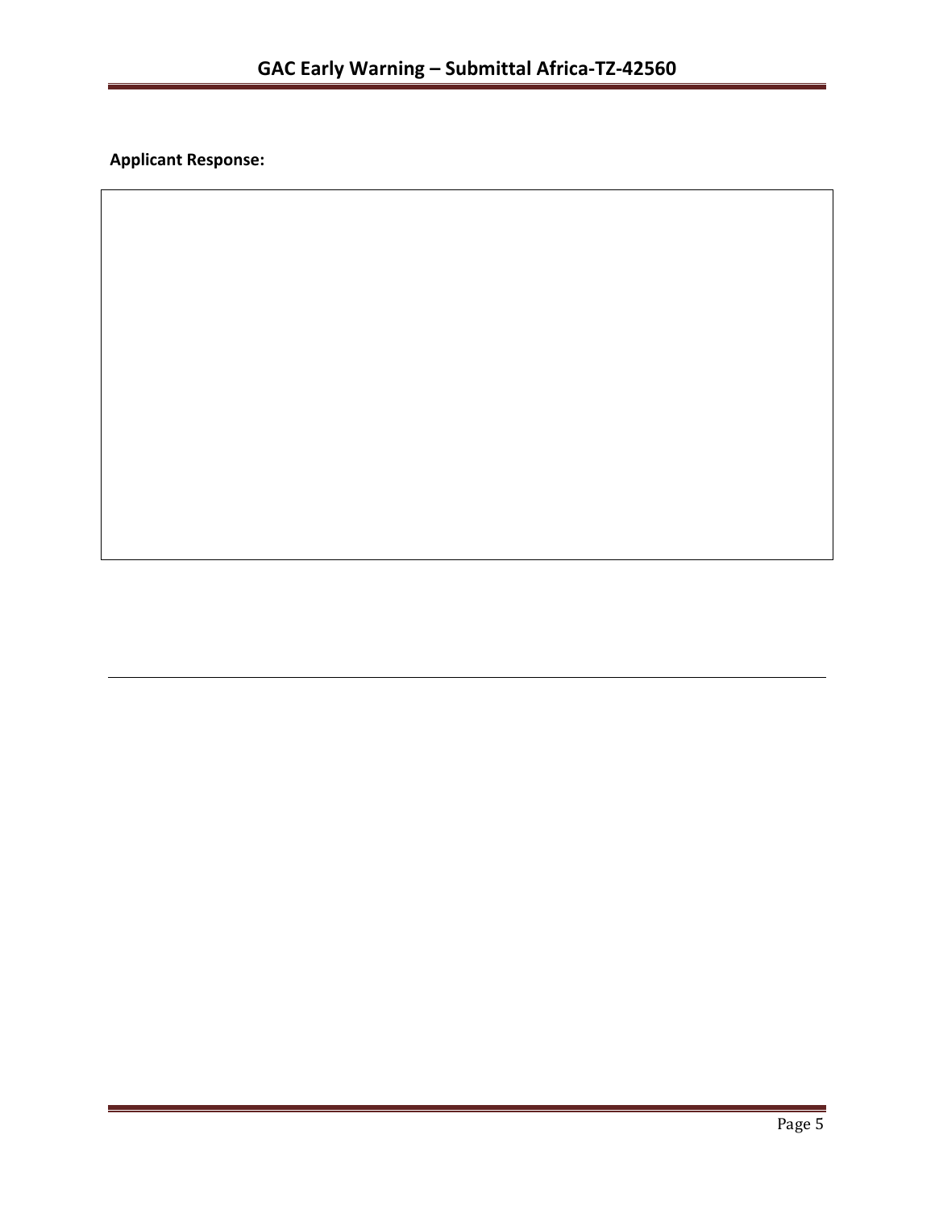**Applicant Response:**